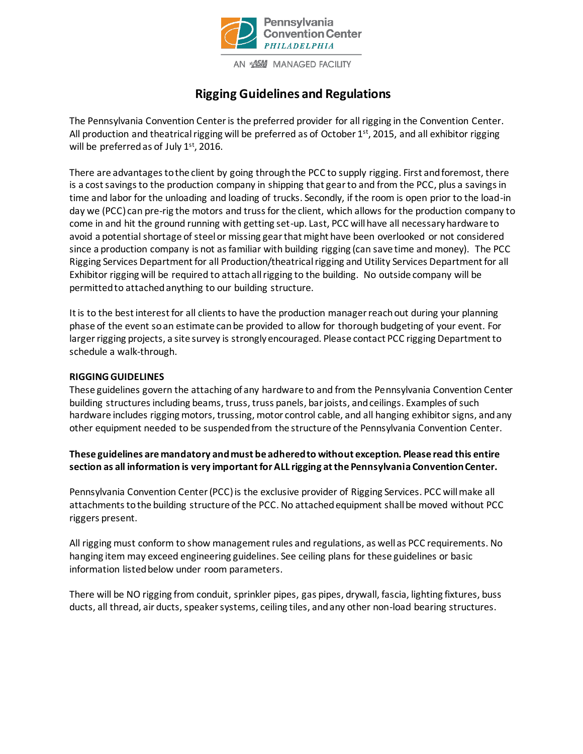Pennsylvania Convention Center PHILADELPHIA

AN ASM MANAGED FACILITY

# Rigging Guidelines and Regulations

The Pennsylvania Convention Center is the preferred provider for all rigging in the Convention Center. All production and theatrical rigging will be preferred as of October 1st, 2015, and all exhibitor rigging will be preferred as of July 1st, 2016.

There are advantages to the client by going through the PCC to supply rigging. First and foremost, there is a cost savings to the production company in shipping that gear to and from the PCC, plus a savings in time and labor for the unloading and loading of trucks. Secondly, if the room is open prior to the load-in day we (PCC) can pre-rig the motors and truss for the client, which allows for the production company to come in and hit the ground running with getting set-up. Last, PCC will have all necessary hardware to avoid a potential shortage of steel or missing gear that might have been overlooked or not considered since a production company is not as familiar with building rigging (can save time and money). The PCC Rigging Services Department for all Production/theatrical rigging and Utility Services Department for all Exhibitor rigging will be required to attach all rigging to the building. No outside company will be permitted to attached anything to our building structure.

It is to the best interest for all clients to have the production manager reach out during your planning phase of the event so an estimate can be provided to allow for thorough budgeting of your event. For larger rigging projects, a site survey is strongly encouraged. Please contact PCC rigging Department to schedule a walk-through.

**RIGGING GUIDELINES**

These guidelines govern the attaching of any hardware to and from the Pennsylvania Convention Center building structures including beams, truss, truss panels, bar joists, and ceilings. Examples of such hardware includes rigging motors, trussing, motor control cable, and all hanging exhibitor signs, and any other equipment needed to be suspended from the structure of the Pennsylvania Convention Center.

**These guidelines are mandatory and must be adhered to without exception. Please read this entire section as all information is very important for ALL rigging at the Pennsylvania Convention Center.**

Pennsylvania Convention Center (PCC) is the exclusive provider of Rigging Services. PCC will make all attachments to the building structure of the PCC. No attached equipment shall be moved without PCC riggers present.

All rigging must conform to show management rules and regulations, as well as PCC requirements. No hanging item may exceed engineering guidelines. See ceiling plans for these guidelines or basic information listed below under room parameters.

There will be NO rigging from conduit, sprinkler pipes, gas pipes, drywall, fascia, lighting fixtures, buss ducts, all thread, air ducts, speaker systems, ceiling tiles, and any other non-load bearing structures.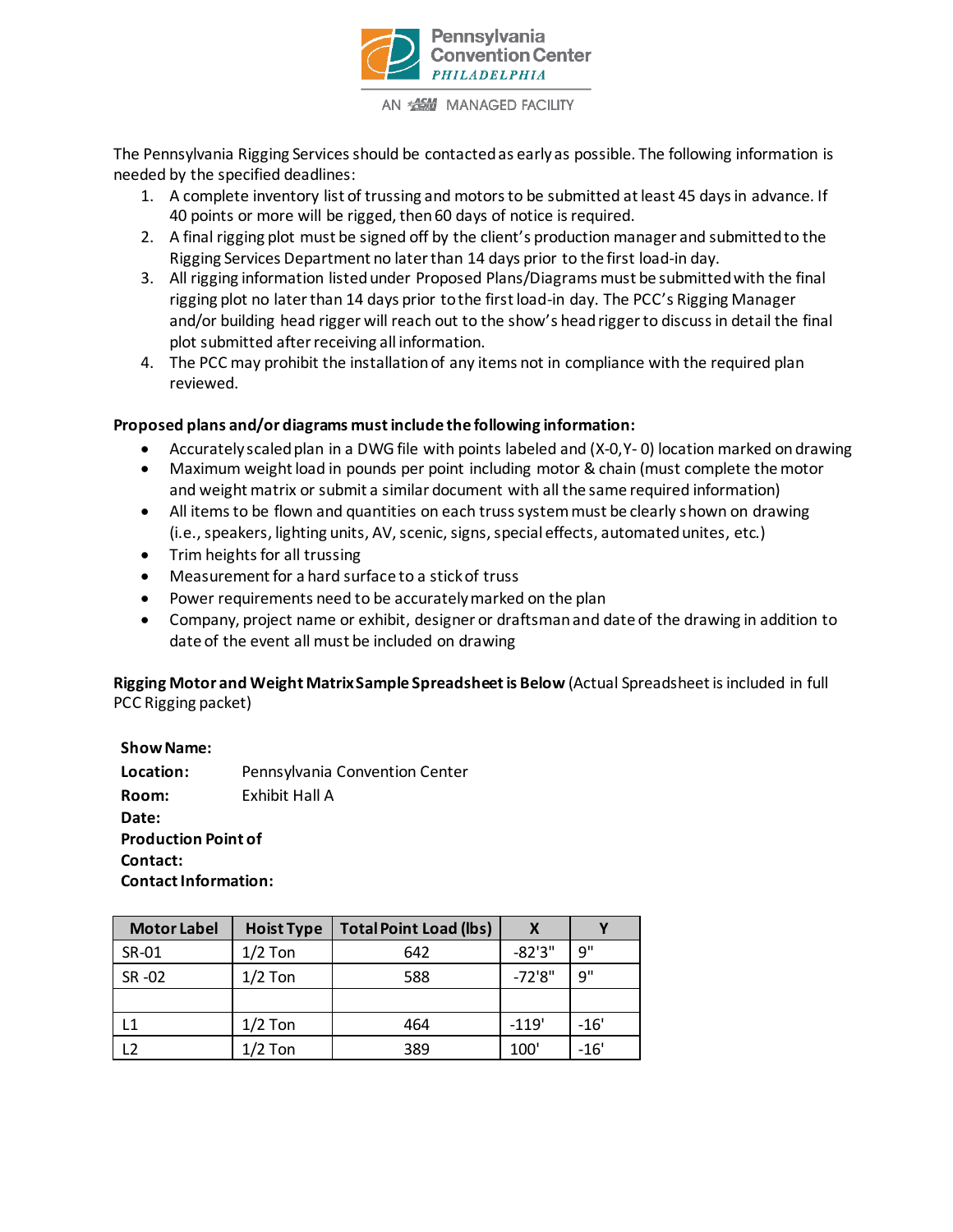The Pennsylvania Rigging Services should be contacted as early as possible. The following information is needed by the specified deadlines:

1. A complete inventory list of trussing and motors to be submitted at least 45 days in advance. If 40 points or more will be rigged, then 60 days of notice is required.
2. A final rigging plot must be signed off by the client's production manager and submitted to the Rigging Services Department no later than 14 days prior to the first load-in day.
3. All rigging information listed under Proposed Plans/Diagrams must be submitted with the final rigging plot no later than 14 days prior to the first load-in day. The PCC's Rigging Manager and/or building head rigger will reach out to the show's head rigger to discuss in detail the final plot submitted after receiving all information.
4. The PCC may prohibit the installation of any items not in compliance with the required plan reviewed.

**Proposed plans and/or diagrams must include the following information:**

- Accurately scaled plan in a DWG file with points labeled and (X-0, Y- 0) location marked on drawing
- Maximum weight load in pounds per point including motor & chain (must complete the motor and weight matrix or submit a similar document with all the same required information)
- All items to be flown and quantities on each truss system must be clearly shown on drawing (i.e., speakers, lighting units, AV, scenic, signs, special effects, automated unites, etc.)
- Trim heights for all trussing
- Measurement for a hard surface to a stick of truss
- Power requirements need to be accurately marked on the plan
- Company, project name or exhibit, designer or draftsman and date of the drawing in addition to date of the event all must be included on drawing

**Rigging Motor and Weight Matrix Sample Spreadsheet is Below** (Actual Spreadsheet is included in full PCC Rigging packet)

**Show Name:**
**Location:** Pennsylvania Convention Center
**Room:** Exhibit Hall A
**Date:**
**Production Point of Contact:**
**Contact Information:**

| Motor Label | Hoist Type | Total Point Load (lbs) | X | Y |
|---|---|---|---|---|
| SR-01 | 1/2 Ton | 642 | -82'3" | 9" |
| SR -02 | 1/2 Ton | 588 | -72'8" | 9" |
| | | | | |
| L1 | 1/2 Ton | 464 | -119' | -16' |
| L2 | 1/2 Ton | 389 | 100' | -16' |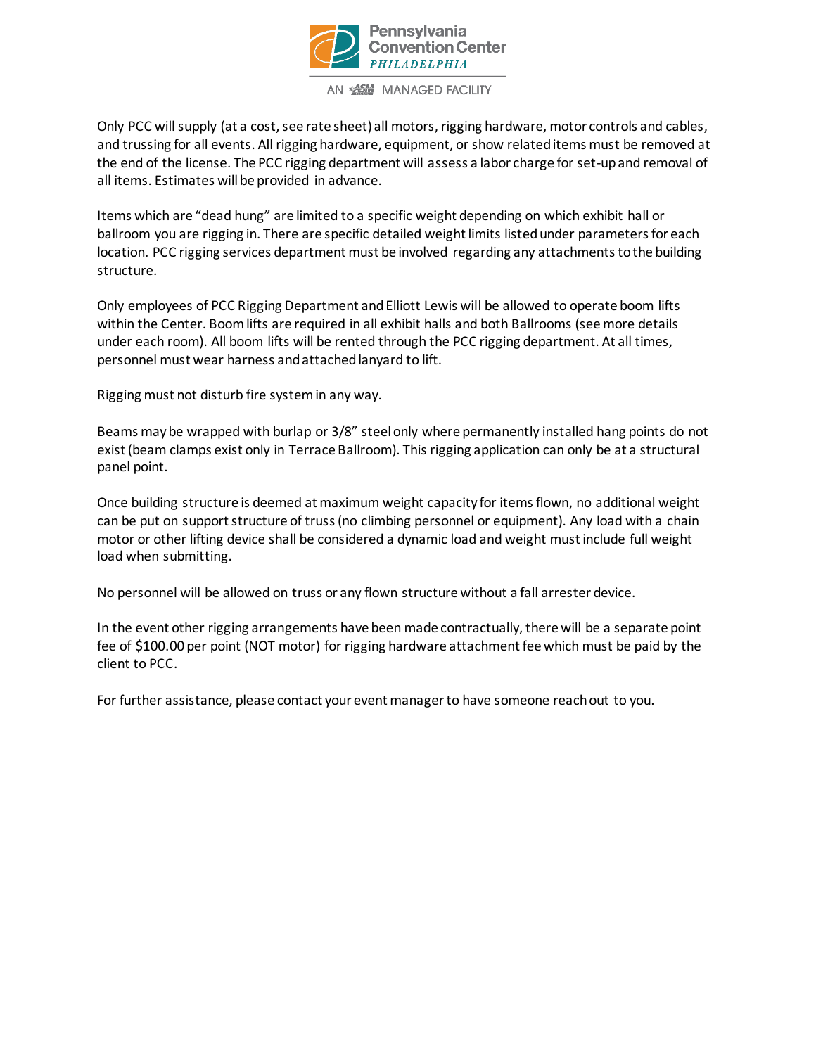Only PCC will supply (at a cost, see rate sheet) all motors, rigging hardware, motor controls and cables, and trussing for all events. All rigging hardware, equipment, or show related items must be removed at the end of the license. The PCC rigging department will assess a labor charge for set-up and removal of all items. Estimates will be provided in advance.

Items which are "dead hung" are limited to a specific weight depending on which exhibit hall or ballroom you are rigging in. There are specific detailed weight limits listed under parameters for each location. PCC rigging services department must be involved regarding any attachments to the building structure.

Only employees of PCC Rigging Department and Elliott Lewis will be allowed to operate boom lifts within the Center. Boom lifts are required in all exhibit halls and both Ballrooms (see more details under each room). All boom lifts will be rented through the PCC rigging department. At all times, personnel must wear harness and attached lanyard to lift.

Rigging must not disturb fire system in any way.

Beams may be wrapped with burlap or 3/8" steel only where permanently installed hang points do not exist (beam clamps exist only in Terrace Ballroom). This rigging application can only be at a structural panel point.

Once building structure is deemed at maximum weight capacity for items flown, no additional weight can be put on support structure of truss (no climbing personnel or equipment). Any load with a chain motor or other lifting device shall be considered a dynamic load and weight must include full weight load when submitting.

No personnel will be allowed on truss or any flown structure without a fall arrester device.

In the event other rigging arrangements have been made contractually, there will be a separate point fee of $100.00 per point (NOT motor) for rigging hardware attachment fee which must be paid by the client to PCC.

For further assistance, please contact your event manager to have someone reach out to you.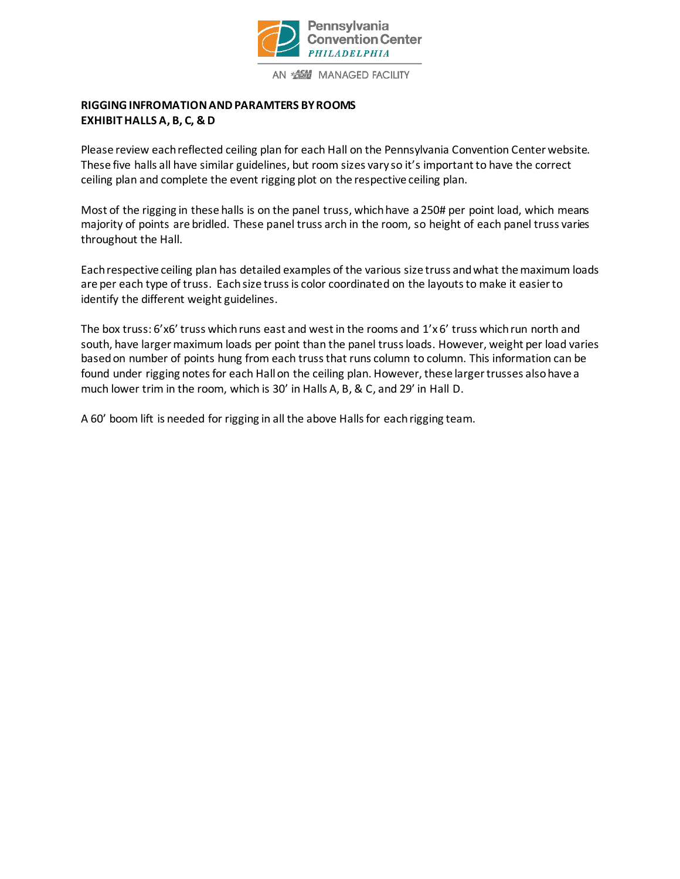**RIGGING INFROMATION AND PARAMTERS BY ROOMS**
**EXHIBIT HALLS A, B, C, & D**

Please review each reflected ceiling plan for each Hall on the Pennsylvania Convention Center website. These five halls all have similar guidelines, but room sizes vary so it's important to have the correct ceiling plan and complete the event rigging plot on the respective ceiling plan.

Most of the rigging in these halls is on the panel truss, which have a 250# per point load, which means majority of points are bridled. These panel truss arch in the room, so height of each panel truss varies throughout the Hall.

Each respective ceiling plan has detailed examples of the various size truss and what the maximum loads are per each type of truss. Each size truss is color coordinated on the layouts to make it easier to identify the different weight guidelines.

The box truss: 6'x6' truss which runs east and west in the rooms and 1'x 6' truss which run north and south, have larger maximum loads per point than the panel truss loads. However, weight per load varies based on number of points hung from each truss that runs column to column. This information can be found under rigging notes for each Hall on the ceiling plan. However, these larger trusses also have a much lower trim in the room, which is 30' in Halls A, B, & C, and 29' in Hall D.

A 60' boom lift is needed for rigging in all the above Halls for each rigging team.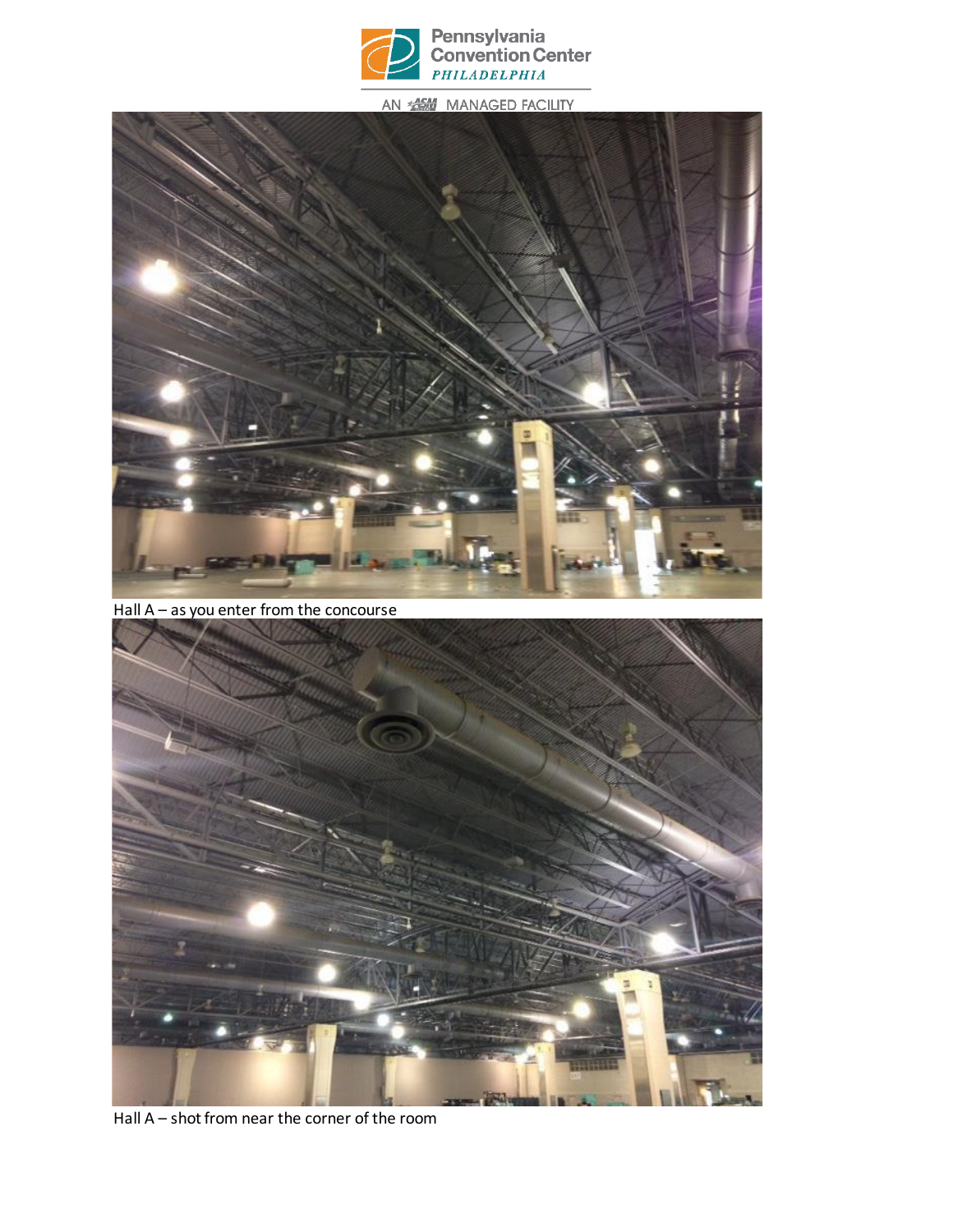Hall A – as you enter from the concourse

Hall A – shot from near the corner of the room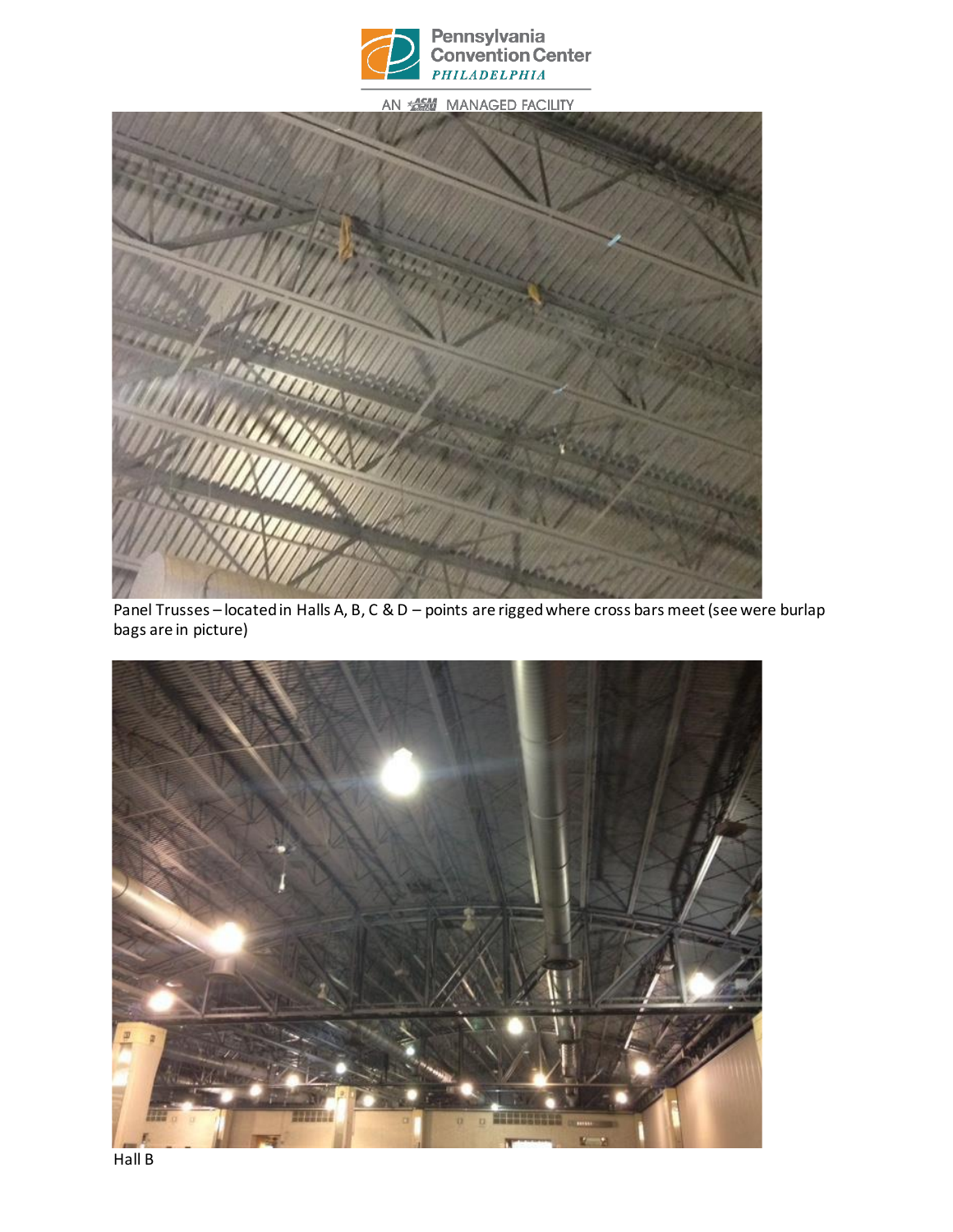Panel Trusses – located in Halls A, B, C & D – points are rigged where cross bars meet (see were burlap bags are in picture)

Hall B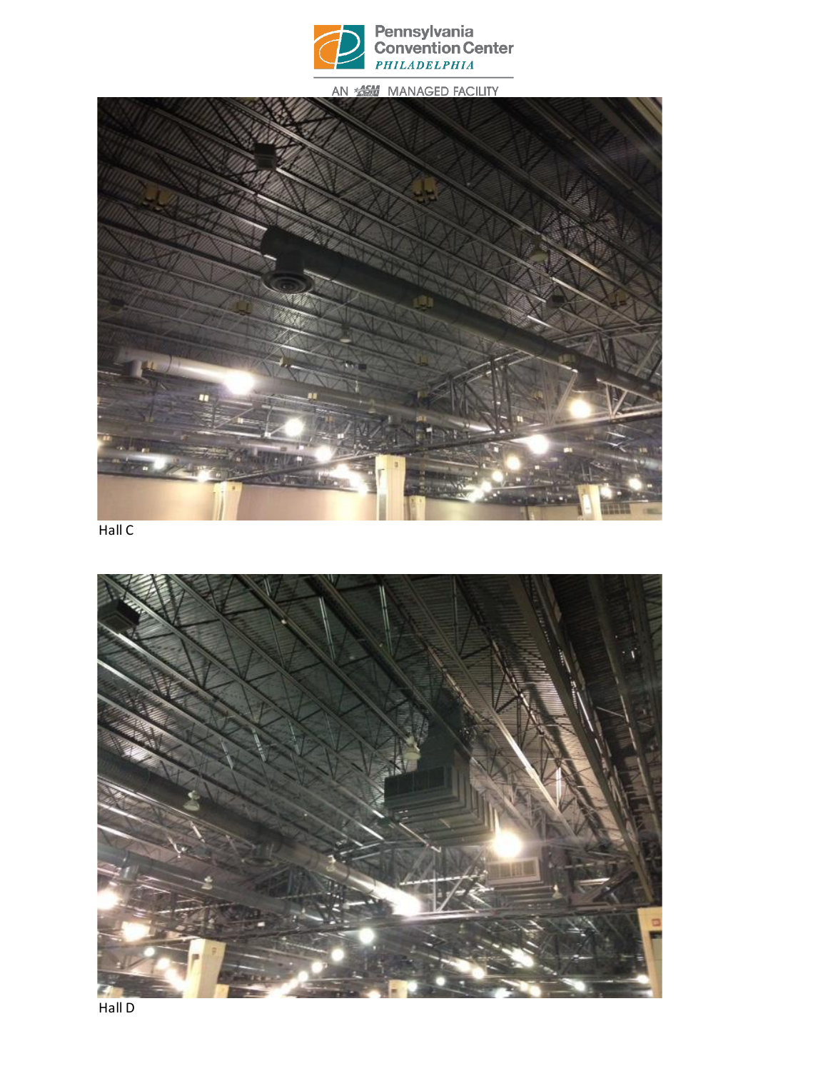Hall C

Hall D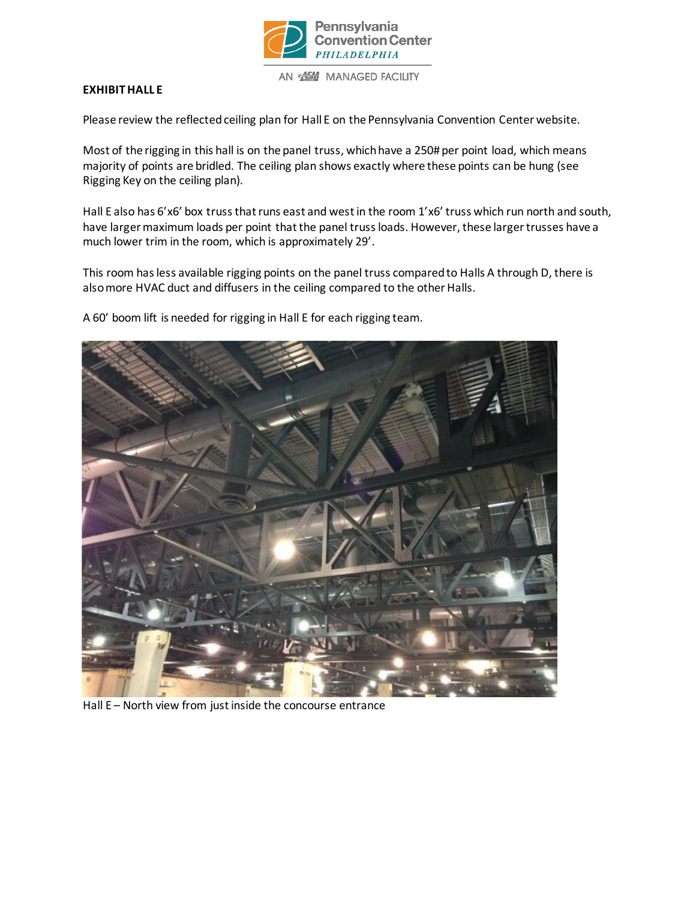**EXHIBIT HALL E**

Please review the reflected ceiling plan for Hall E on the Pennsylvania Convention Center website.

Most of the rigging in this hall is on the panel truss, which have a 250# per point load, which means majority of points are bridled. The ceiling plan shows exactly where these points can be hung (see Rigging Key on the ceiling plan).

Hall E also has 6'x6' box truss that runs east and west in the room 1'x6' truss which run north and south, have larger maximum loads per point that the panel truss loads. However, these larger trusses have a much lower trim in the room, which is approximately 29'.

This room has less available rigging points on the panel truss compared to Halls A through D, there is also more HVAC duct and diffusers in the ceiling compared to the other Halls.

A 60' boom lift is needed for rigging in Hall E for each rigging team.

Hall E – North view from just inside the concourse entrance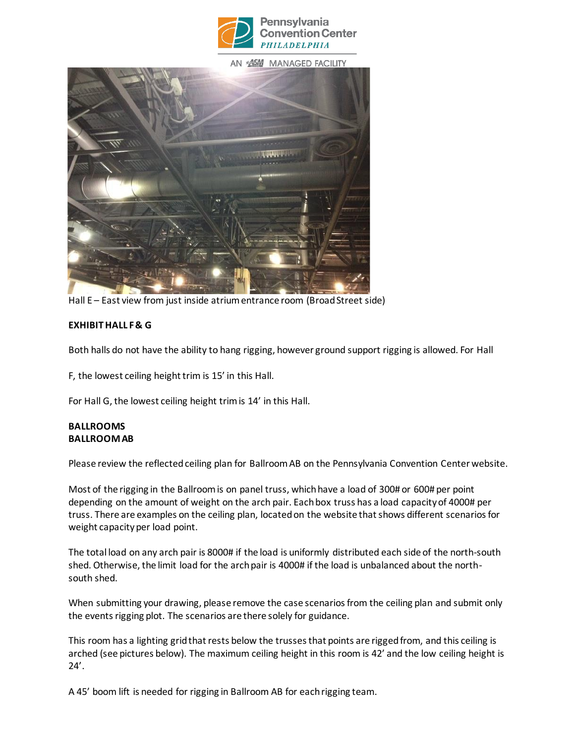Hall E – East view from just inside atrium entrance room (Broad Street side)

**EXHIBIT HALL F & G**

Both halls do not have the ability to hang rigging, however ground support rigging is allowed. For Hall F, the lowest ceiling height trim is 15' in this Hall.

For Hall G, the lowest ceiling height trim is 14' in this Hall.

**BALLROOMS**
**BALLROOM AB**

Please review the reflected ceiling plan for Ballroom AB on the Pennsylvania Convention Center website.

Most of the rigging in the Ballroom is on panel truss, which have a load of 300# or 600# per point depending on the amount of weight on the arch pair. Each box truss has a load capacity of 4000# per truss. There are examples on the ceiling plan, located on the website that shows different scenarios for weight capacity per load point.

The total load on any arch pair is 8000# if the load is uniformly distributed each side of the north-south shed. Otherwise, the limit load for the arch pair is 4000# if the load is unbalanced about the north-south shed.

When submitting your drawing, please remove the case scenarios from the ceiling plan and submit only the events rigging plot. The scenarios are there solely for guidance.

This room has a lighting grid that rests below the trusses that points are rigged from, and this ceiling is arched (see pictures below). The maximum ceiling height in this room is 42' and the low ceiling height is 24'.

A 45' boom lift is needed for rigging in Ballroom AB for each rigging team.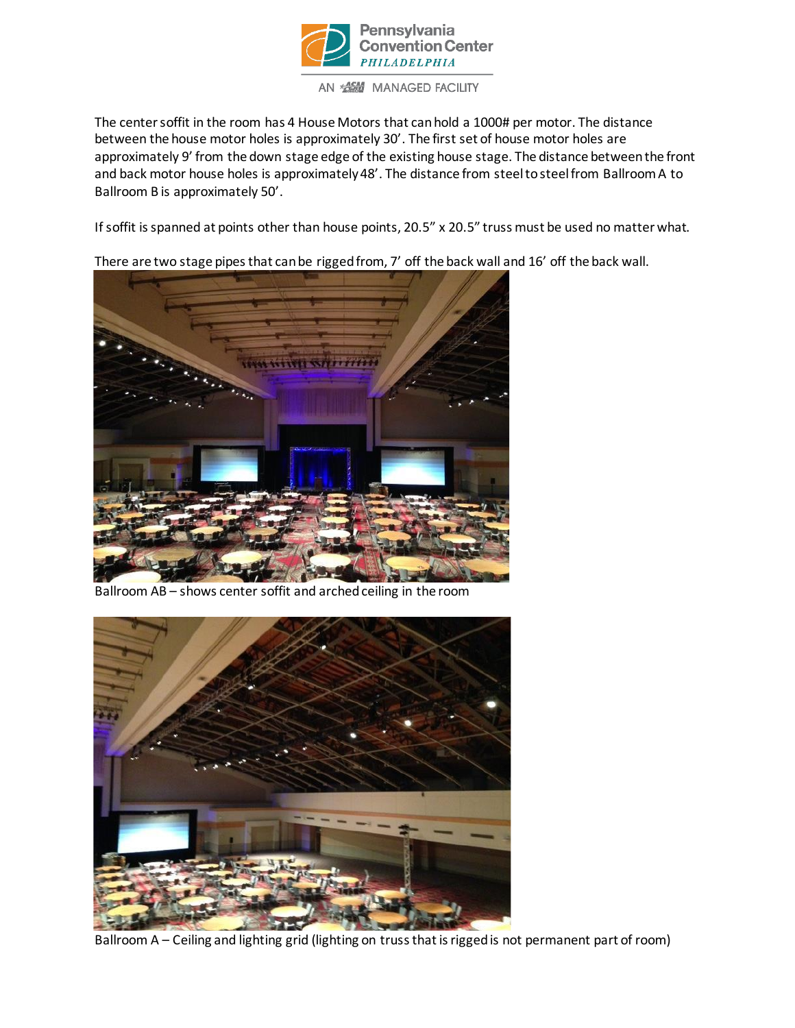The center soffit in the room has 4 House Motors that can hold a 1000# per motor. The distance between the house motor holes is approximately 30'. The first set of house motor holes are approximately 9' from the down stage edge of the existing house stage. The distance between the front and back motor house holes is approximately 48'. The distance from steel to steel from Ballroom A to Ballroom B is approximately 50'.

If soffit is spanned at points other than house points, 20.5" x 20.5" truss must be used no matter what.

There are two stage pipes that can be rigged from, 7' off the back wall and 16' off the back wall.

Ballroom AB – shows center soffit and arched ceiling in the room

Ballroom A – Ceiling and lighting grid (lighting on truss that is rigged is not permanent part of room)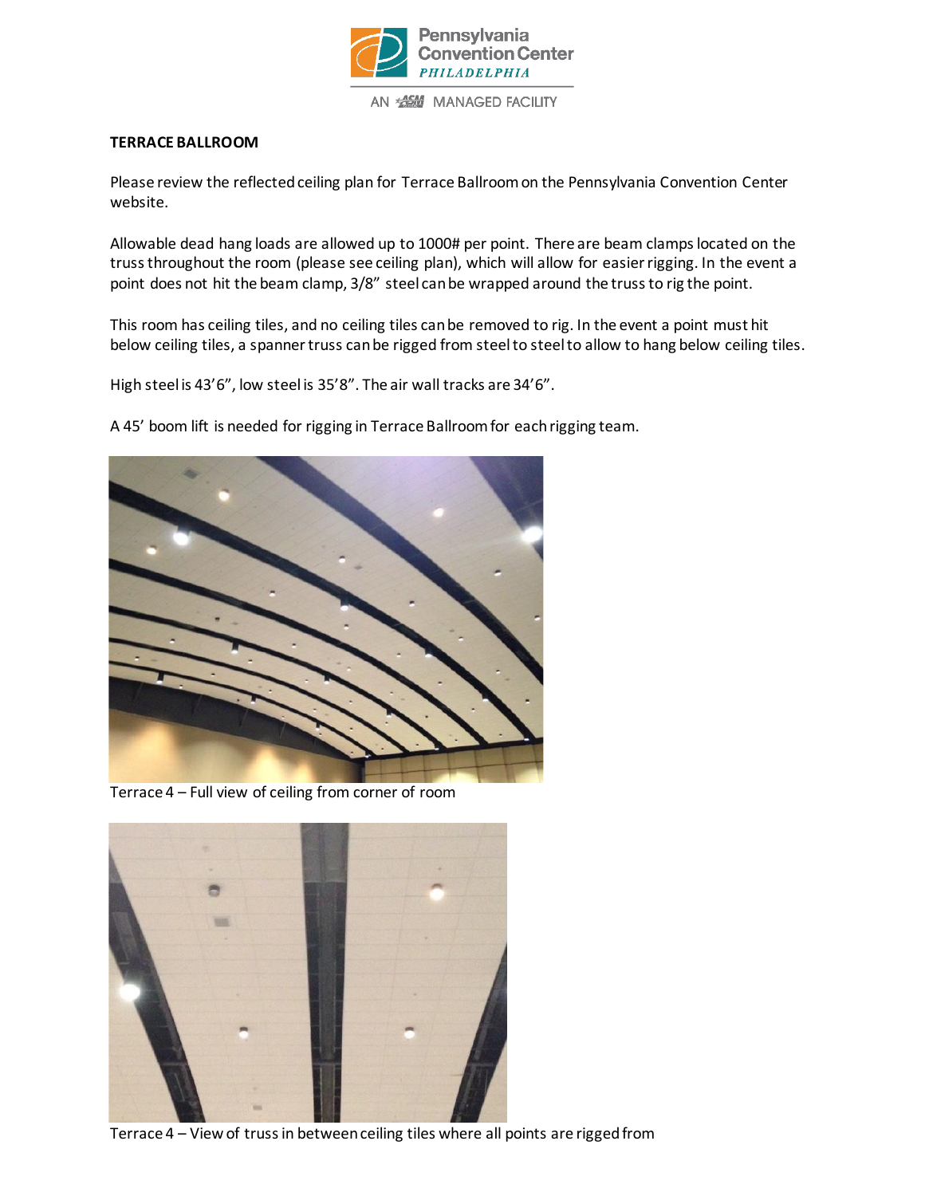## TERRACE BALLROOM

Please review the reflected ceiling plan for Terrace Ballroom on the Pennsylvania Convention Center website.

Allowable dead hang loads are allowed up to 1000# per point. There are beam clamps located on the truss throughout the room (please see ceiling plan), which will allow for easier rigging. In the event a point does not hit the beam clamp, 3/8" steel can be wrapped around the truss to rig the point.

This room has ceiling tiles, and no ceiling tiles can be removed to rig. In the event a point must hit below ceiling tiles, a spanner truss can be rigged from steel to steel to allow to hang below ceiling tiles.

High steel is 43'6", low steel is 35'8". The air wall tracks are 34'6".

A 45' boom lift is needed for rigging in Terrace Ballroom for each rigging team.

Terrace 4 – Full view of ceiling from corner of room

Terrace 4 – View of truss in between ceiling tiles where all points are rigged from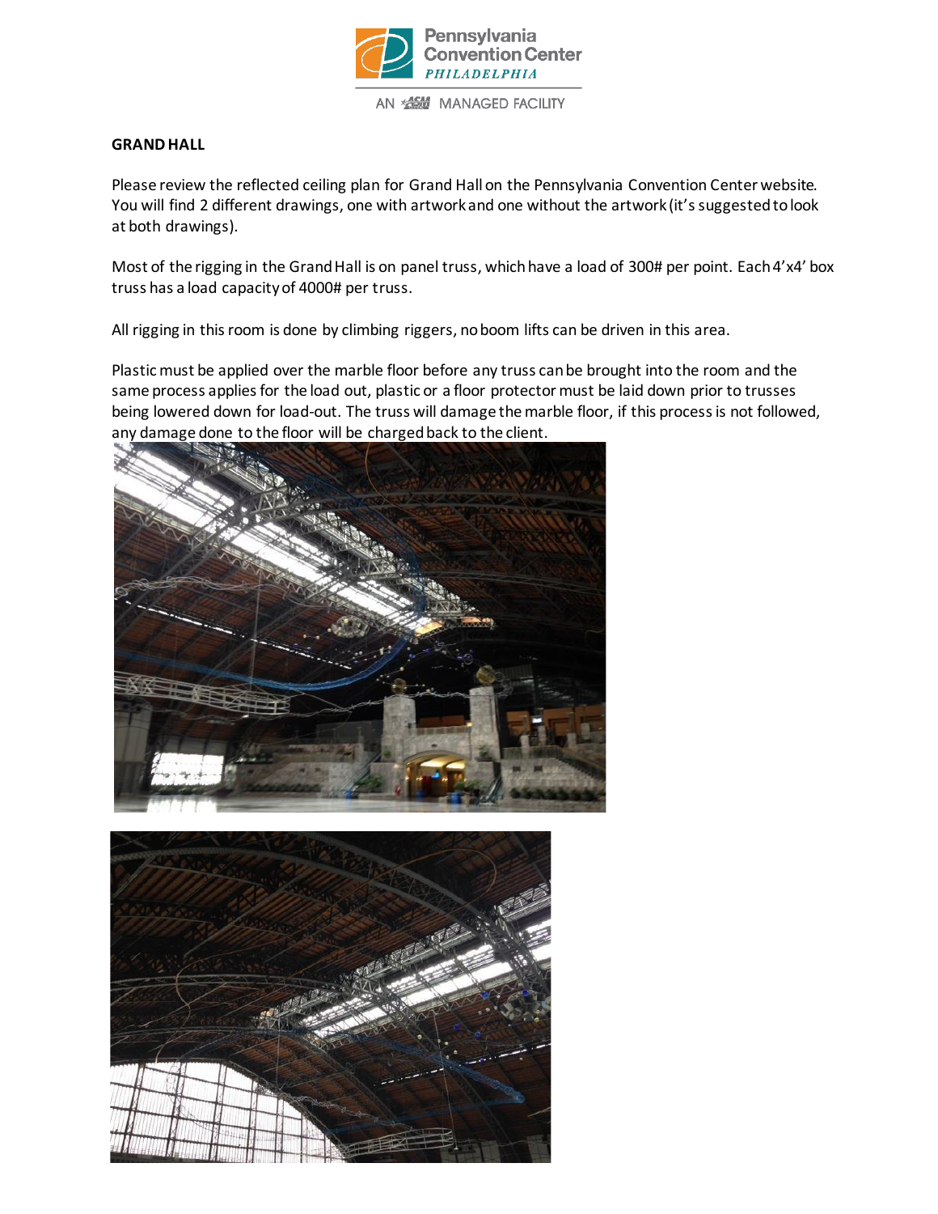## GRAND HALL

Please review the reflected ceiling plan for Grand Hall on the Pennsylvania Convention Center website. You will find 2 different drawings, one with artwork and one without the artwork (it's suggested to look at both drawings).

Most of the rigging in the Grand Hall is on panel truss, which have a load of 300# per point. Each 4'x4' box truss has a load capacity of 4000# per truss.

All rigging in this room is done by climbing riggers, no boom lifts can be driven in this area.

Plastic must be applied over the marble floor before any truss can be brought into the room and the same process applies for the load out, plastic or a floor protector must be laid down prior to trusses being lowered down for load-out. The truss will damage the marble floor, if this process is not followed, any damage done to the floor will be charged back to the client.